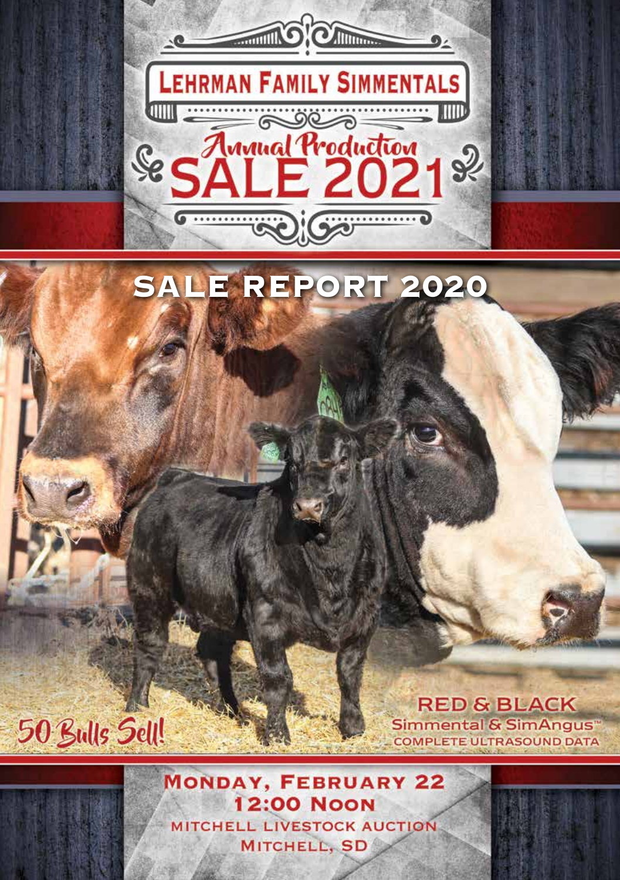# LEHRMAN FAMILY SIMMENTALS

## Annual Production SALE 2021

## SALE REPORT 2020

50 Bulls Sell!

**RED & BLACK**
Simmental & SimAngus™
COMPLETE ULTRASOUND DATA

**MONDAY, FEBRUARY 22**
**12:00 NOON**
MITCHELL LIVESTOCK AUCTION
MITCHELL, SD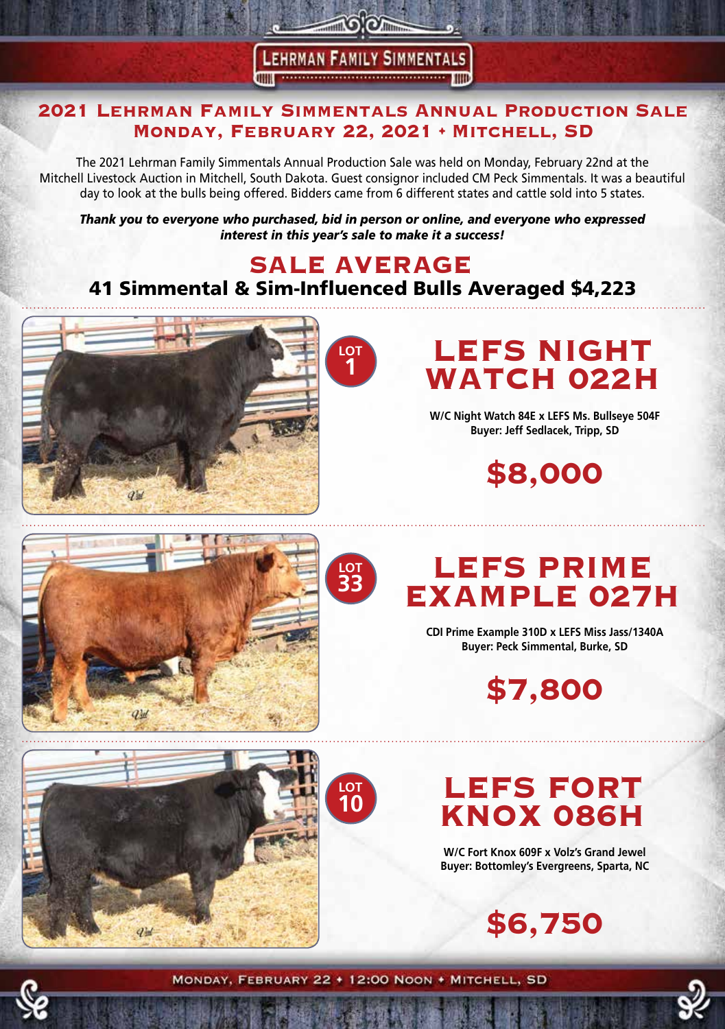# LEHRMAN FAMILY SIMMENTALS

## 2021 Lehrman Family Simmentals Annual Production Sale
## Monday, February 22, 2021 • Mitchell, SD

The 2021 Lehrman Family Simmentals Annual Production Sale was held on Monday, February 22nd at the Mitchell Livestock Auction in Mitchell, South Dakota. Guest consignor included CM Peck Simmentals. It was a beautiful day to look at the bulls being offered. Bidders came from 6 different states and cattle sold into 5 states.

***Thank you to everyone who purchased, bid in person or online, and everyone who expressed interest in this year's sale to make it a success!***

## SALE AVERAGE

### 41 Simmental & Sim-Influenced Bulls Averaged $4,223

LOT 1

## LEFS NIGHT WATCH 022H

**W/C Night Watch 84E x LEFS Ms. Bullseye 504F**
**Buyer: Jeff Sedlacek, Tripp, SD**

## $8,000

LOT 33

## LEFS PRIME EXAMPLE 027H

**CDI Prime Example 310D x LEFS Miss Jass/1340A**
**Buyer: Peck Simmental, Burke, SD**

## $7,800

LOT 10

## LEFS FORT KNOX 086H

**W/C Fort Knox 609F x Volz's Grand Jewel**
**Buyer: Bottomley's Evergreens, Sparta, NC**

## $6,750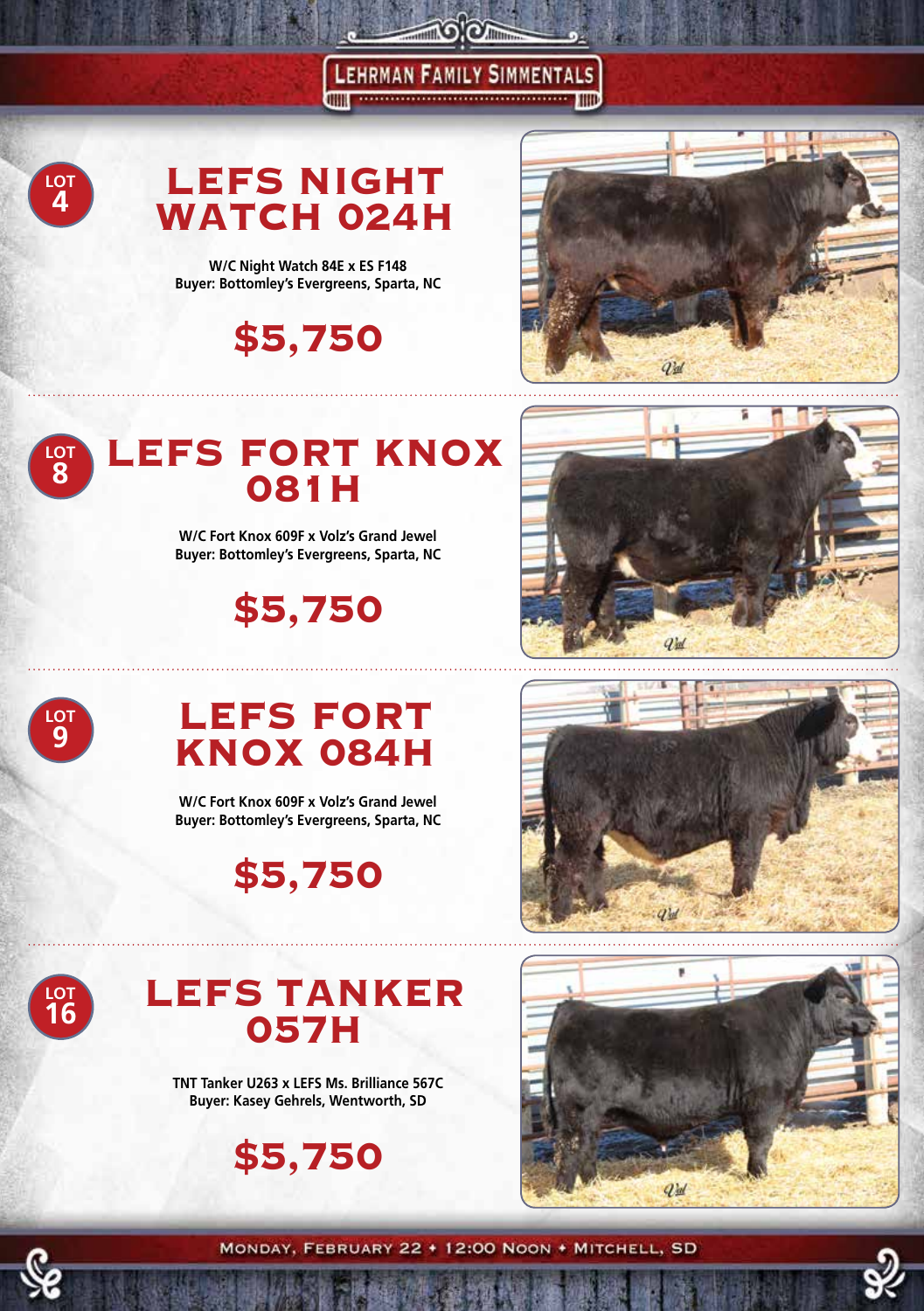## LOT 4

# LEFS NIGHT WATCH 024H

**W/C Night Watch 84E x ES F148**
**Buyer: Bottomley's Evergreens, Sparta, NC**

## $5,750

## LOT 8

# LEFS FORT KNOX 081H

**W/C Fort Knox 609F x Volz's Grand Jewel**
**Buyer: Bottomley's Evergreens, Sparta, NC**

## $5,750

## LOT 9

# LEFS FORT KNOX 084H

**W/C Fort Knox 609F x Volz's Grand Jewel**
**Buyer: Bottomley's Evergreens, Sparta, NC**

## $5,750

## LOT 16

# LEFS TANKER 057H

**TNT Tanker U263 x LEFS Ms. Brilliance 567C**
**Buyer: Kasey Gehrels, Wentworth, SD**

## $5,750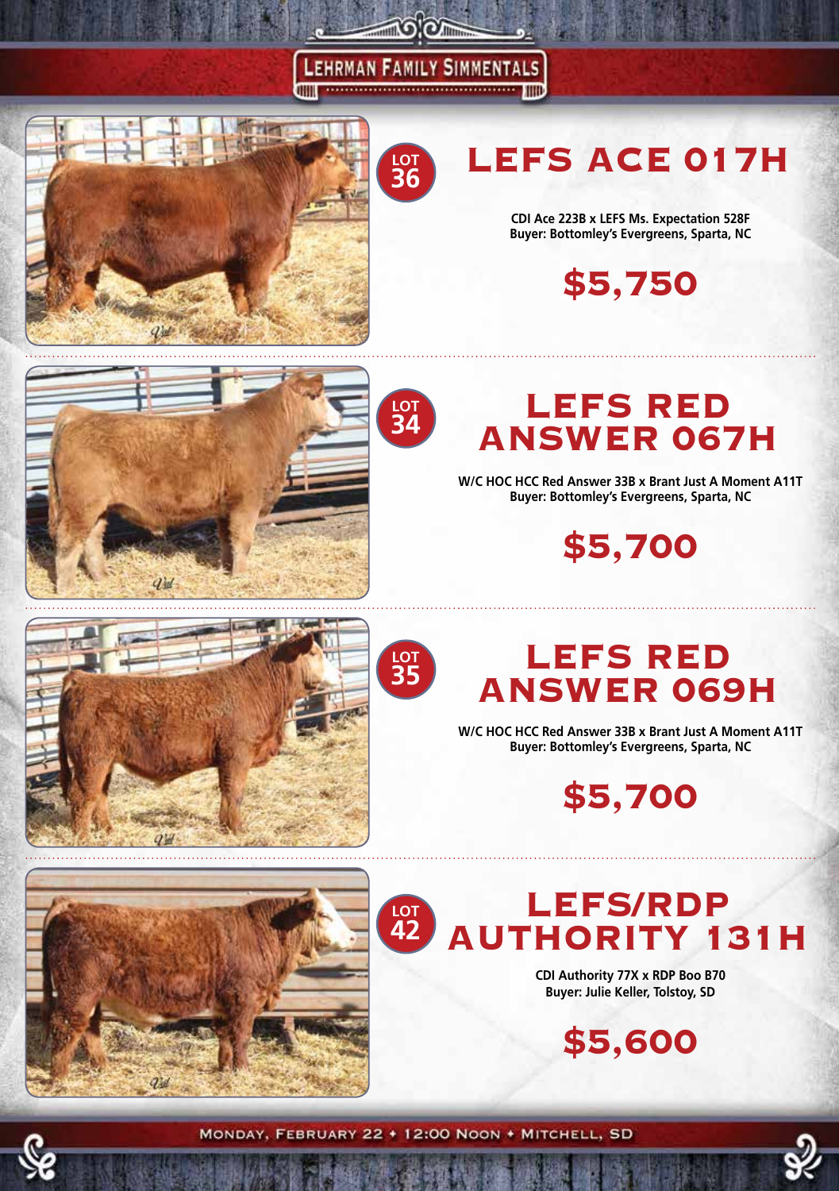# LEHRMAN FAMILY SIMMENTALS

## LOT 36 — LEFS ACE 017H

**CDI Ace 223B x LEFS Ms. Expectation 528F**
**Buyer: Bottomley's Evergreens, Sparta, NC**

**$5,750**

## LOT 34 — LEFS RED ANSWER 067H

**W/C HOC HCC Red Answer 33B x Brant Just A Moment A11T**
**Buyer: Bottomley's Evergreens, Sparta, NC**

**$5,700**

## LOT 35 — LEFS RED ANSWER 069H

**W/C HOC HCC Red Answer 33B x Brant Just A Moment A11T**
**Buyer: Bottomley's Evergreens, Sparta, NC**

**$5,700**

## LOT 42 — LEFS/RDP AUTHORITY 131H

**CDI Authority 77X x RDP Boo B70**
**Buyer: Julie Keller, Tolstoy, SD**

**$5,600**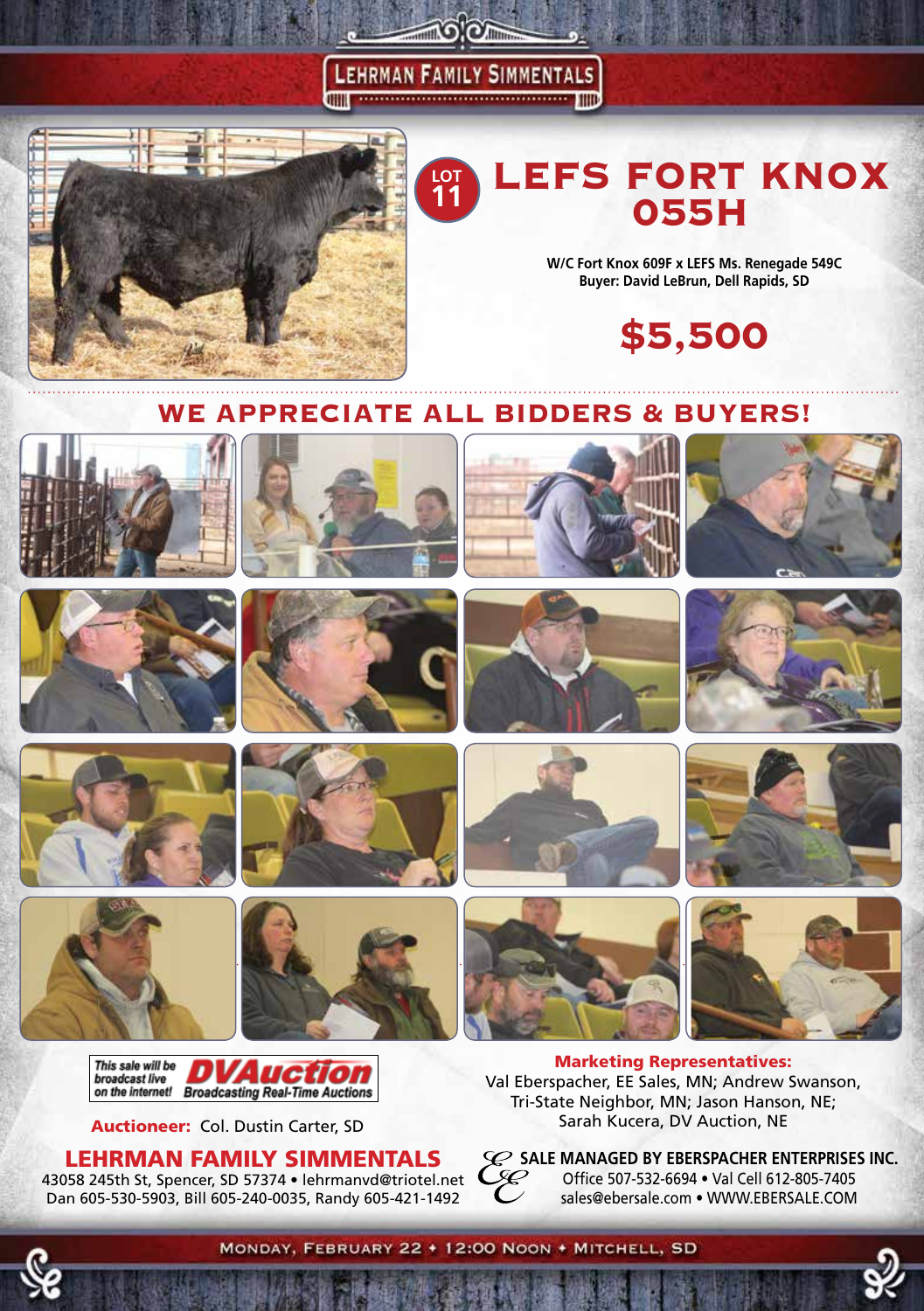# LEHRMAN FAMILY SIMMENTALS

## LOT 11 LEFS FORT KNOX 055H

**W/C Fort Knox 609F x LEFS Ms. Renegade 549C**
**Buyer: David LeBrun, Dell Rapids, SD**

## $5,500

## WE APPRECIATE ALL BIDDERS & BUYERS!

*This sale will be broadcast live on the internet!* **DVAuction** Broadcasting Real-Time Auctions

**Auctioneer:** Col. Dustin Carter, SD

**Marketing Representatives:**
Val Eberspacher, EE Sales, MN; Andrew Swanson, Tri-State Neighbor, MN; Jason Hanson, NE; Sarah Kucera, DV Auction, NE

**LEHRMAN FAMILY SIMMENTALS**
43058 245th St, Spencer, SD 57374 • lehrmanvd@triotel.net
Dan 605-530-5903, Bill 605-240-0035, Randy 605-421-1492

**SALE MANAGED BY EBERSPACHER ENTERPRISES INC.**
Office 507-532-6694 • Val Cell 612-805-7405
sales@ebersale.com • WWW.EBERSALE.COM

MONDAY, FEBRUARY 22 • 12:00 NOON • MITCHELL, SD